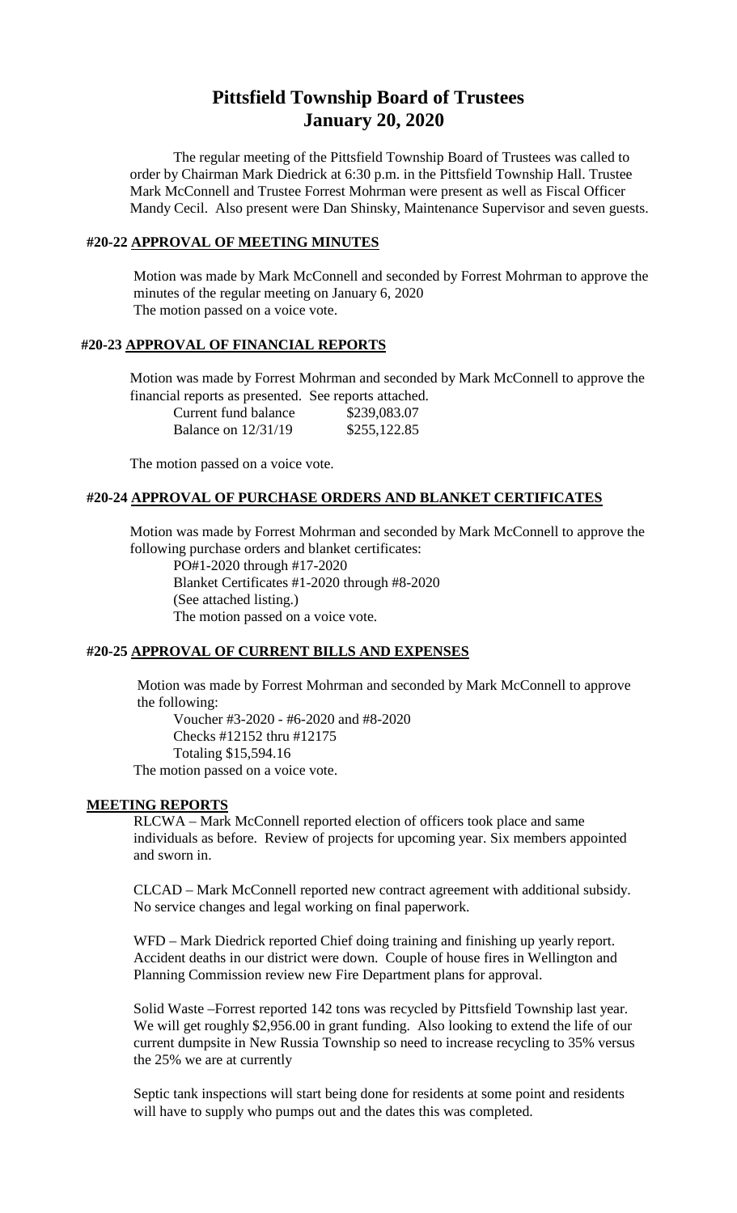# Pittsfield Township Board of Trustees
# January 20, 2020

The regular meeting of the Pittsfield Township Board of Trustees was called to order by Chairman Mark Diedrick at 6:30 p.m. in the Pittsfield Township Hall. Trustee Mark McConnell and Trustee Forrest Mohrman were present as well as Fiscal Officer Mandy Cecil. Also present were Dan Shinsky, Maintenance Supervisor and seven guests.

## #20-22 APPROVAL OF MEETING MINUTES

Motion was made by Mark McConnell and seconded by Forrest Mohrman to approve the minutes of the regular meeting on January 6, 2020
The motion passed on a voice vote.

## #20-23 APPROVAL OF FINANCIAL REPORTS

Motion was made by Forrest Mohrman and seconded by Mark McConnell to approve the financial reports as presented. See reports attached.

| | |
|---|---|
| Current fund balance | $239,083.07 |
| Balance on 12/31/19 | $255,122.85 |

The motion passed on a voice vote.

## #20-24 APPROVAL OF PURCHASE ORDERS AND BLANKET CERTIFICATES

Motion was made by Forrest Mohrman and seconded by Mark McConnell to approve the following purchase orders and blanket certificates:

PO#1-2020 through #17-2020
Blanket Certificates #1-2020 through #8-2020
(See attached listing.)
The motion passed on a voice vote.

## #20-25 APPROVAL OF CURRENT BILLS AND EXPENSES

Motion was made by Forrest Mohrman and seconded by Mark McConnell to approve the following:

Voucher #3-2020 - #6-2020 and #8-2020
Checks #12152 thru #12175
Totaling $15,594.16

The motion passed on a voice vote.

## MEETING REPORTS

RLCWA – Mark McConnell reported election of officers took place and same individuals as before. Review of projects for upcoming year. Six members appointed and sworn in.

CLCAD – Mark McConnell reported new contract agreement with additional subsidy. No service changes and legal working on final paperwork.

WFD – Mark Diedrick reported Chief doing training and finishing up yearly report. Accident deaths in our district were down. Couple of house fires in Wellington and Planning Commission review new Fire Department plans for approval.

Solid Waste –Forrest reported 142 tons was recycled by Pittsfield Township last year. We will get roughly $2,956.00 in grant funding. Also looking to extend the life of our current dumpsite in New Russia Township so need to increase recycling to 35% versus the 25% we are at currently

Septic tank inspections will start being done for residents at some point and residents will have to supply who pumps out and the dates this was completed.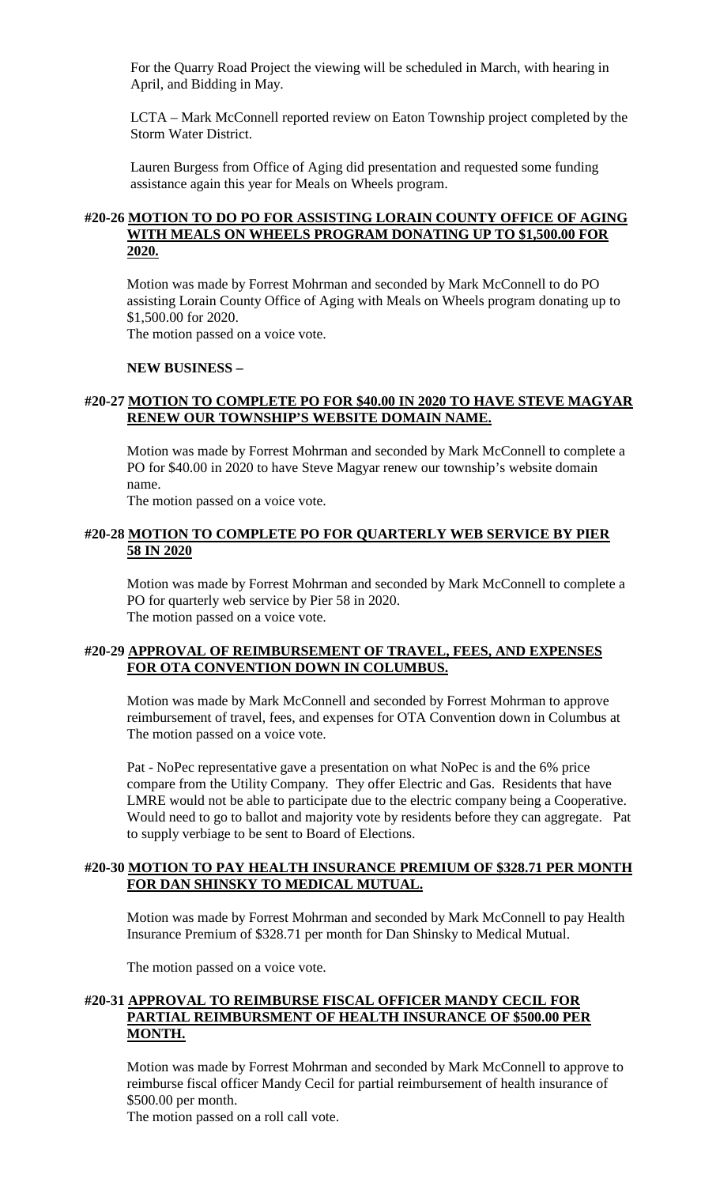For the Quarry Road Project the viewing will be scheduled in March, with hearing in April, and Bidding in May.

LCTA – Mark McConnell reported review on Eaton Township project completed by the Storm Water District.

Lauren Burgess from Office of Aging did presentation and requested some funding assistance again this year for Meals on Wheels program.

**#20-26 MOTION TO DO PO FOR ASSISTING LORAIN COUNTY OFFICE OF AGING WITH MEALS ON WHEELS PROGRAM DONATING UP TO $1,500.00 FOR 2020.**

Motion was made by Forrest Mohrman and seconded by Mark McConnell to do PO assisting Lorain County Office of Aging with Meals on Wheels program donating up to $1,500.00 for 2020.
The motion passed on a voice vote.

**NEW BUSINESS –**

**#20-27 MOTION TO COMPLETE PO FOR $40.00 IN 2020 TO HAVE STEVE MAGYAR RENEW OUR TOWNSHIP'S WEBSITE DOMAIN NAME.**

Motion was made by Forrest Mohrman and seconded by Mark McConnell to complete a PO for $40.00 in 2020 to have Steve Magyar renew our township's website domain name.
The motion passed on a voice vote.

**#20-28 MOTION TO COMPLETE PO FOR QUARTERLY WEB SERVICE BY PIER 58 IN 2020**

Motion was made by Forrest Mohrman and seconded by Mark McConnell to complete a PO for quarterly web service by Pier 58 in 2020.
The motion passed on a voice vote.

**#20-29 APPROVAL OF REIMBURSEMENT OF TRAVEL, FEES, AND EXPENSES FOR OTA CONVENTION DOWN IN COLUMBUS.**

Motion was made by Mark McConnell and seconded by Forrest Mohrman to approve reimbursement of travel, fees, and expenses for OTA Convention down in Columbus at
The motion passed on a voice vote.

Pat - NoPec representative gave a presentation on what NoPec is and the 6% price compare from the Utility Company. They offer Electric and Gas. Residents that have LMRE would not be able to participate due to the electric company being a Cooperative. Would need to go to ballot and majority vote by residents before they can aggregate. Pat to supply verbiage to be sent to Board of Elections.

**#20-30 MOTION TO PAY HEALTH INSURANCE PREMIUM OF $328.71 PER MONTH FOR DAN SHINSKY TO MEDICAL MUTUAL.**

Motion was made by Forrest Mohrman and seconded by Mark McConnell to pay Health Insurance Premium of $328.71 per month for Dan Shinsky to Medical Mutual.

The motion passed on a voice vote.

**#20-31 APPROVAL TO REIMBURSE FISCAL OFFICER MANDY CECIL FOR PARTIAL REIMBURSMENT OF HEALTH INSURANCE OF $500.00 PER MONTH.**

Motion was made by Forrest Mohrman and seconded by Mark McConnell to approve to reimburse fiscal officer Mandy Cecil for partial reimbursement of health insurance of $500.00 per month.
The motion passed on a roll call vote.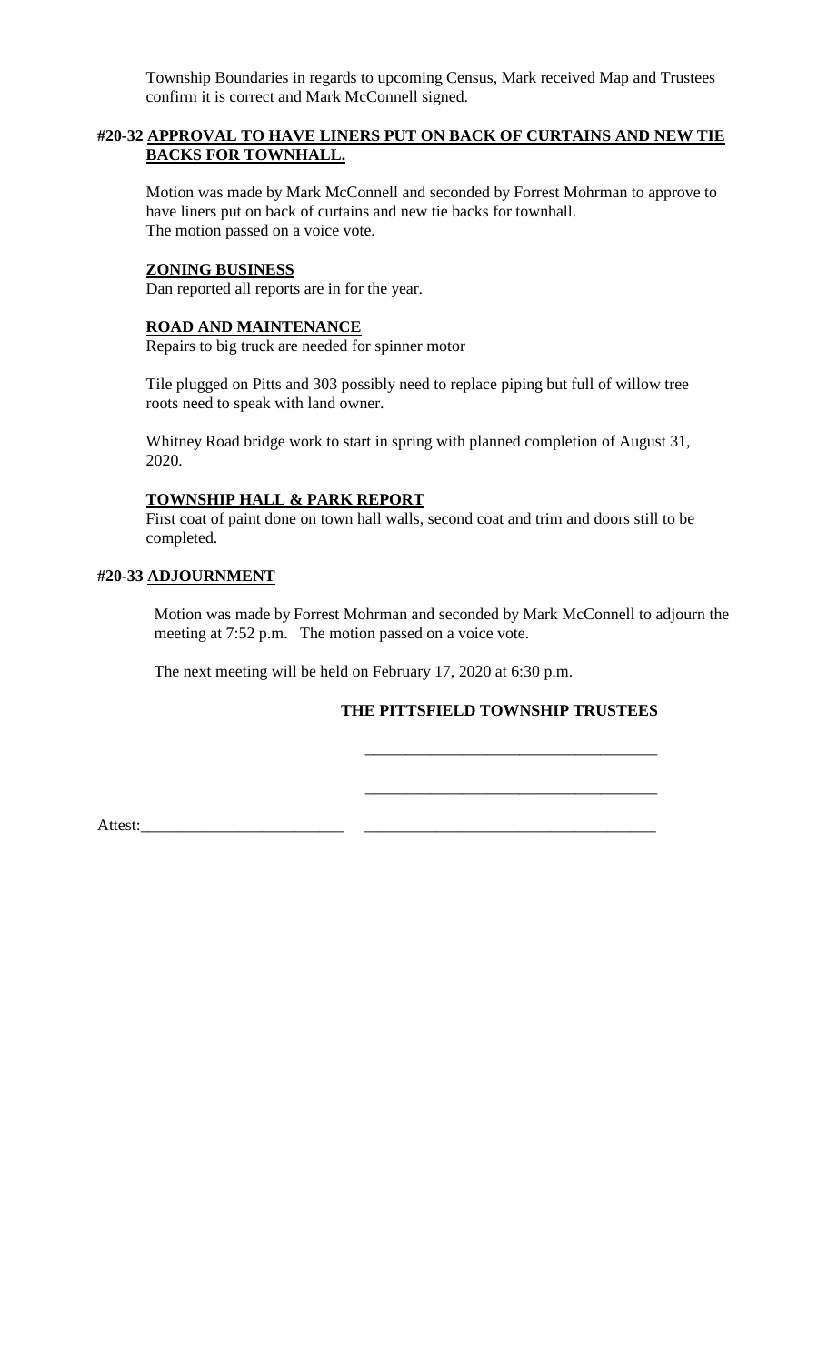Township Boundaries in regards to upcoming Census, Mark received Map and Trustees confirm it is correct and Mark McConnell signed.

**#20-32 APPROVAL TO HAVE LINERS PUT ON BACK OF CURTAINS AND NEW TIE BACKS FOR TOWNHALL.**

Motion was made by Mark McConnell and seconded by Forrest Mohrman to approve to have liners put on back of curtains and new tie backs for townhall.
The motion passed on a voice vote.

**ZONING BUSINESS**

Dan reported all reports are in for the year.

**ROAD AND MAINTENANCE**

Repairs to big truck are needed for spinner motor

Tile plugged on Pitts and 303 possibly need to replace piping but full of willow tree roots need to speak with land owner.

Whitney Road bridge work to start in spring with planned completion of August 31, 2020.

**TOWNSHIP HALL & PARK REPORT**

First coat of paint done on town hall walls, second coat and trim and doors still to be completed.

**#20-33 ADJOURNMENT**

Motion was made by Forrest Mohrman and seconded by Mark McConnell to adjourn the meeting at 7:52 p.m. The motion passed on a voice vote.

The next meeting will be held on February 17, 2020 at 6:30 p.m.

**THE PITTSFIELD TOWNSHIP TRUSTEES**

\_\_\_\_\_\_\_\_\_\_\_\_\_\_\_\_\_\_\_\_\_\_\_\_\_\_\_\_\_\_\_\_\_\_\_\_

\_\_\_\_\_\_\_\_\_\_\_\_\_\_\_\_\_\_\_\_\_\_\_\_\_\_\_\_\_\_\_\_\_\_\_\_

Attest:\_\_\_\_\_\_\_\_\_\_\_\_\_\_\_\_\_\_\_\_\_\_\_\_\_ \_\_\_\_\_\_\_\_\_\_\_\_\_\_\_\_\_\_\_\_\_\_\_\_\_\_\_\_\_\_\_\_\_\_\_\_